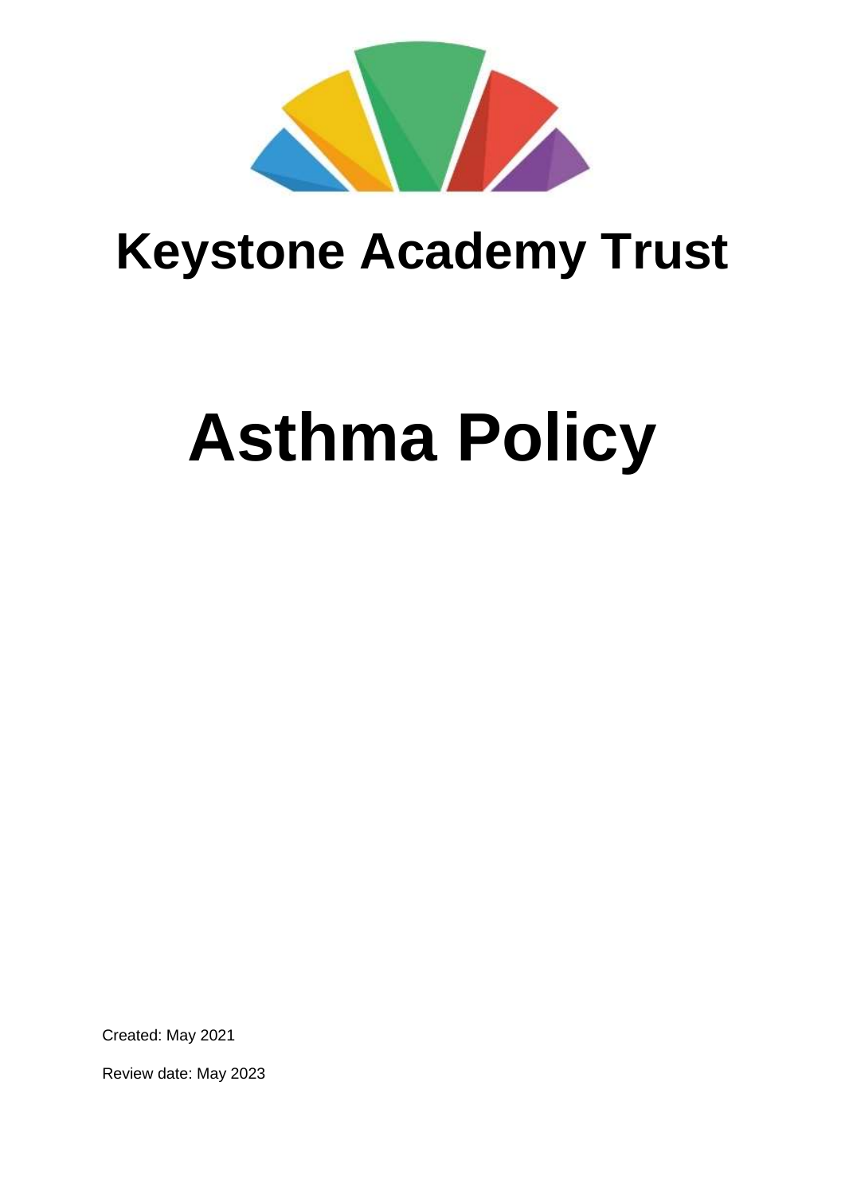# Keystone Academy Trust

# Asthma Policy

Created: May 2021

Review date: May 2023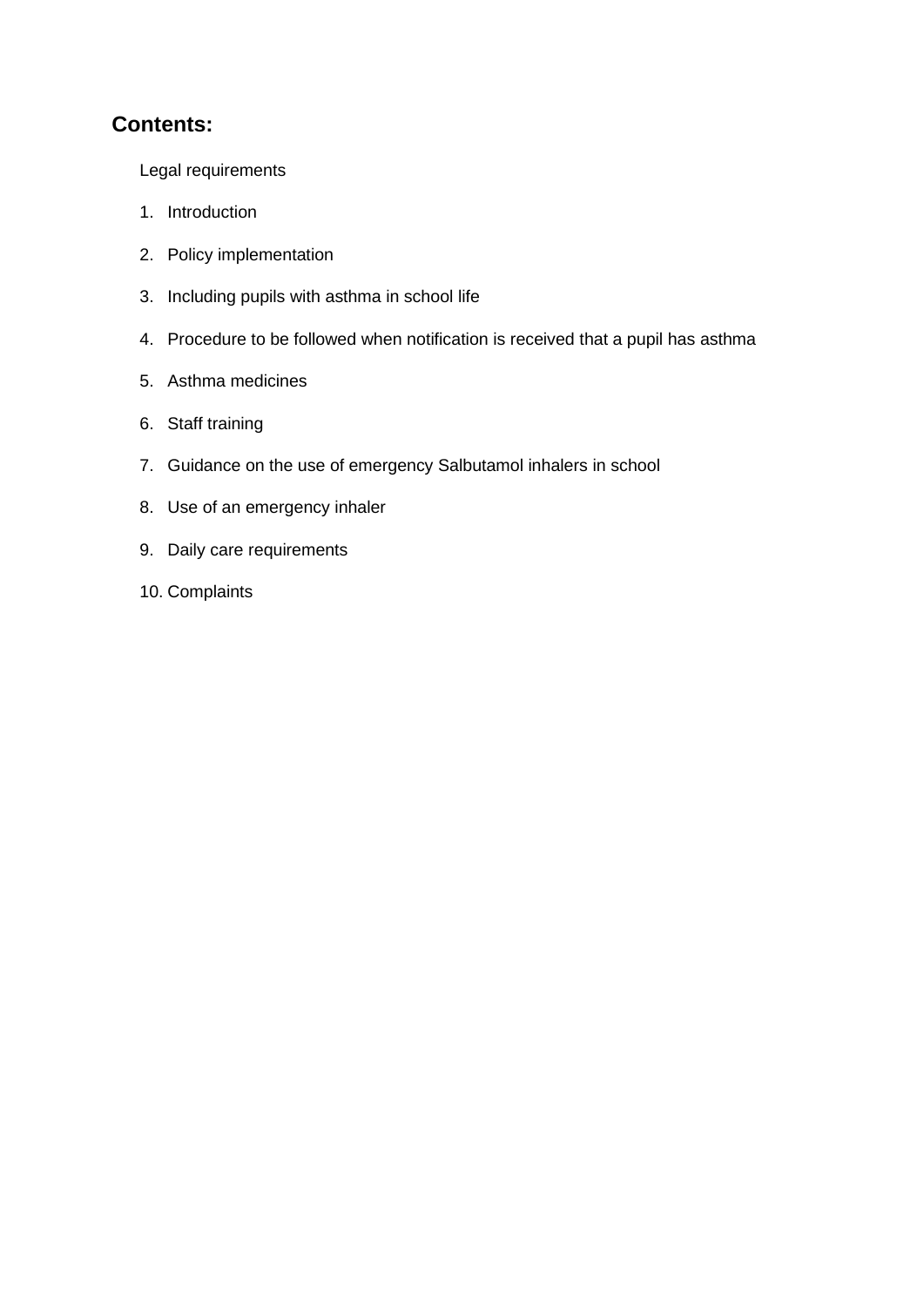## Contents:

Legal requirements

1. Introduction
2. Policy implementation
3. Including pupils with asthma in school life
4. Procedure to be followed when notification is received that a pupil has asthma
5. Asthma medicines
6. Staff training
7. Guidance on the use of emergency Salbutamol inhalers in school
8. Use of an emergency inhaler
9. Daily care requirements
10. Complaints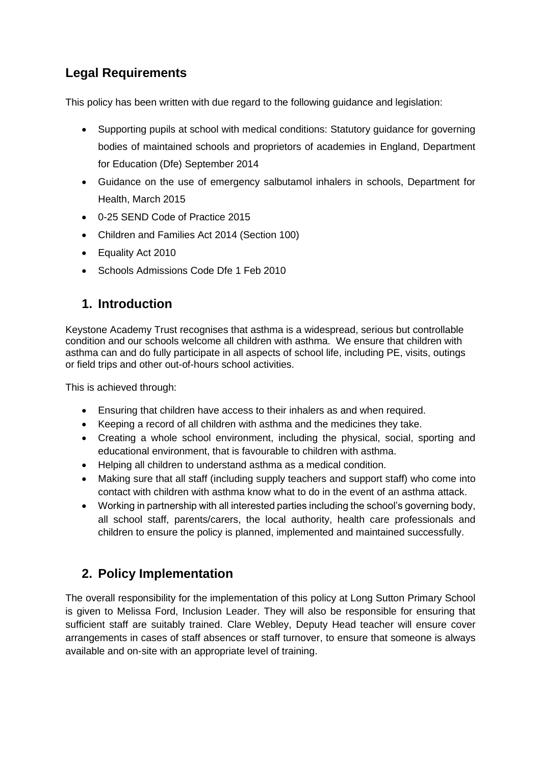## Legal Requirements

This policy has been written with due regard to the following guidance and legislation:

- Supporting pupils at school with medical conditions: Statutory guidance for governing bodies of maintained schools and proprietors of academies in England, Department for Education (Dfe) September 2014
- Guidance on the use of emergency salbutamol inhalers in schools, Department for Health, March 2015
- 0-25 SEND Code of Practice 2015
- Children and Families Act 2014 (Section 100)
- Equality Act 2010
- Schools Admissions Code Dfe 1 Feb 2010

## 1. Introduction

Keystone Academy Trust recognises that asthma is a widespread, serious but controllable condition and our schools welcome all children with asthma. We ensure that children with asthma can and do fully participate in all aspects of school life, including PE, visits, outings or field trips and other out-of-hours school activities.

This is achieved through:

- Ensuring that children have access to their inhalers as and when required.
- Keeping a record of all children with asthma and the medicines they take.
- Creating a whole school environment, including the physical, social, sporting and educational environment, that is favourable to children with asthma.
- Helping all children to understand asthma as a medical condition.
- Making sure that all staff (including supply teachers and support staff) who come into contact with children with asthma know what to do in the event of an asthma attack.
- Working in partnership with all interested parties including the school's governing body, all school staff, parents/carers, the local authority, health care professionals and children to ensure the policy is planned, implemented and maintained successfully.

## 2. Policy Implementation

The overall responsibility for the implementation of this policy at Long Sutton Primary School is given to Melissa Ford, Inclusion Leader. They will also be responsible for ensuring that sufficient staff are suitably trained. Clare Webley, Deputy Head teacher will ensure cover arrangements in cases of staff absences or staff turnover, to ensure that someone is always available and on-site with an appropriate level of training.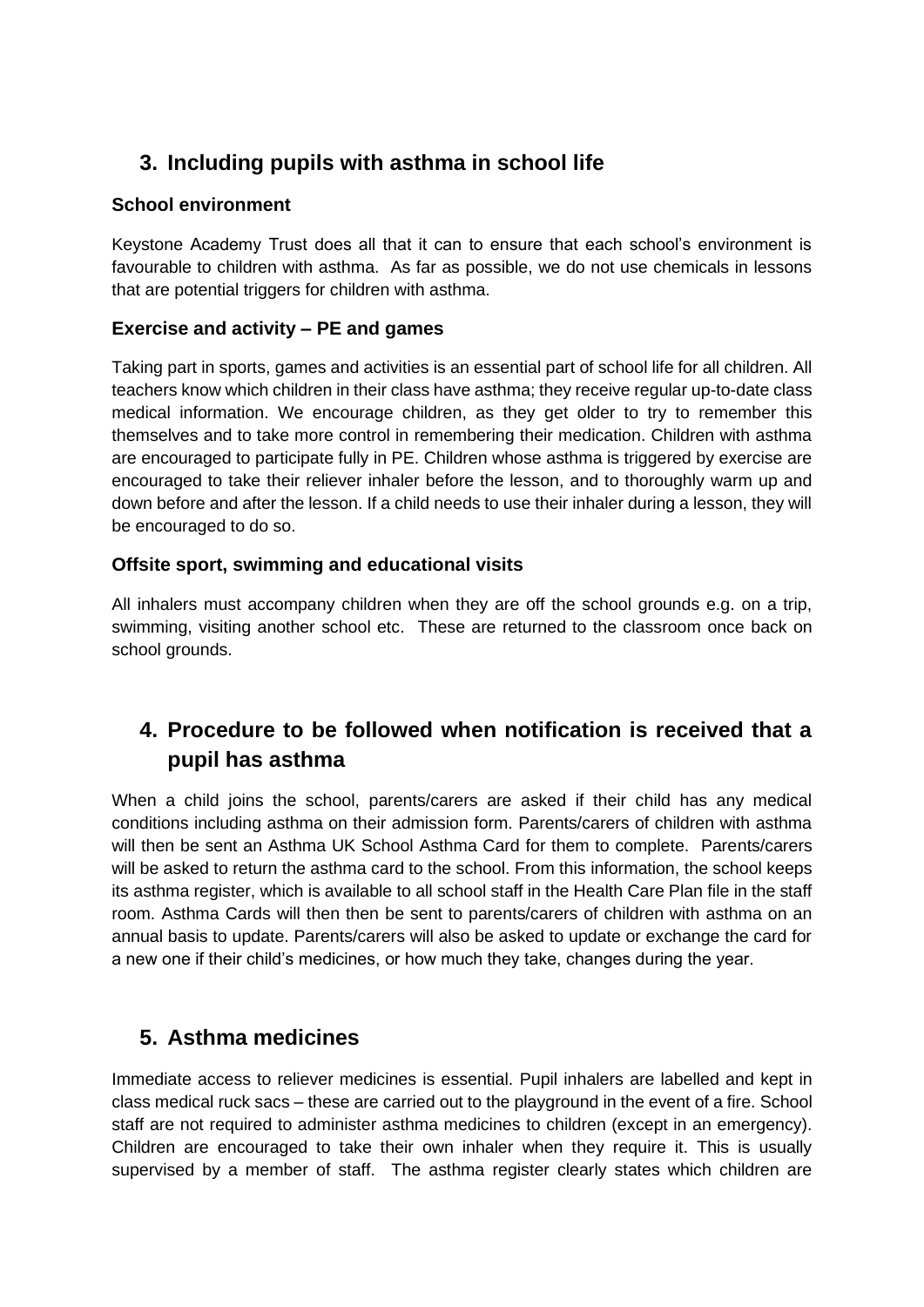## 3. Including pupils with asthma in school life

### School environment

Keystone Academy Trust does all that it can to ensure that each school's environment is favourable to children with asthma. As far as possible, we do not use chemicals in lessons that are potential triggers for children with asthma.

### Exercise and activity – PE and games

Taking part in sports, games and activities is an essential part of school life for all children. All teachers know which children in their class have asthma; they receive regular up-to-date class medical information. We encourage children, as they get older to try to remember this themselves and to take more control in remembering their medication. Children with asthma are encouraged to participate fully in PE. Children whose asthma is triggered by exercise are encouraged to take their reliever inhaler before the lesson, and to thoroughly warm up and down before and after the lesson. If a child needs to use their inhaler during a lesson, they will be encouraged to do so.

### Offsite sport, swimming and educational visits

All inhalers must accompany children when they are off the school grounds e.g. on a trip, swimming, visiting another school etc. These are returned to the classroom once back on school grounds.

## 4. Procedure to be followed when notification is received that a pupil has asthma

When a child joins the school, parents/carers are asked if their child has any medical conditions including asthma on their admission form. Parents/carers of children with asthma will then be sent an Asthma UK School Asthma Card for them to complete. Parents/carers will be asked to return the asthma card to the school. From this information, the school keeps its asthma register, which is available to all school staff in the Health Care Plan file in the staff room. Asthma Cards will then then be sent to parents/carers of children with asthma on an annual basis to update. Parents/carers will also be asked to update or exchange the card for a new one if their child's medicines, or how much they take, changes during the year.

## 5. Asthma medicines

Immediate access to reliever medicines is essential. Pupil inhalers are labelled and kept in class medical ruck sacs – these are carried out to the playground in the event of a fire. School staff are not required to administer asthma medicines to children (except in an emergency). Children are encouraged to take their own inhaler when they require it. This is usually supervised by a member of staff. The asthma register clearly states which children are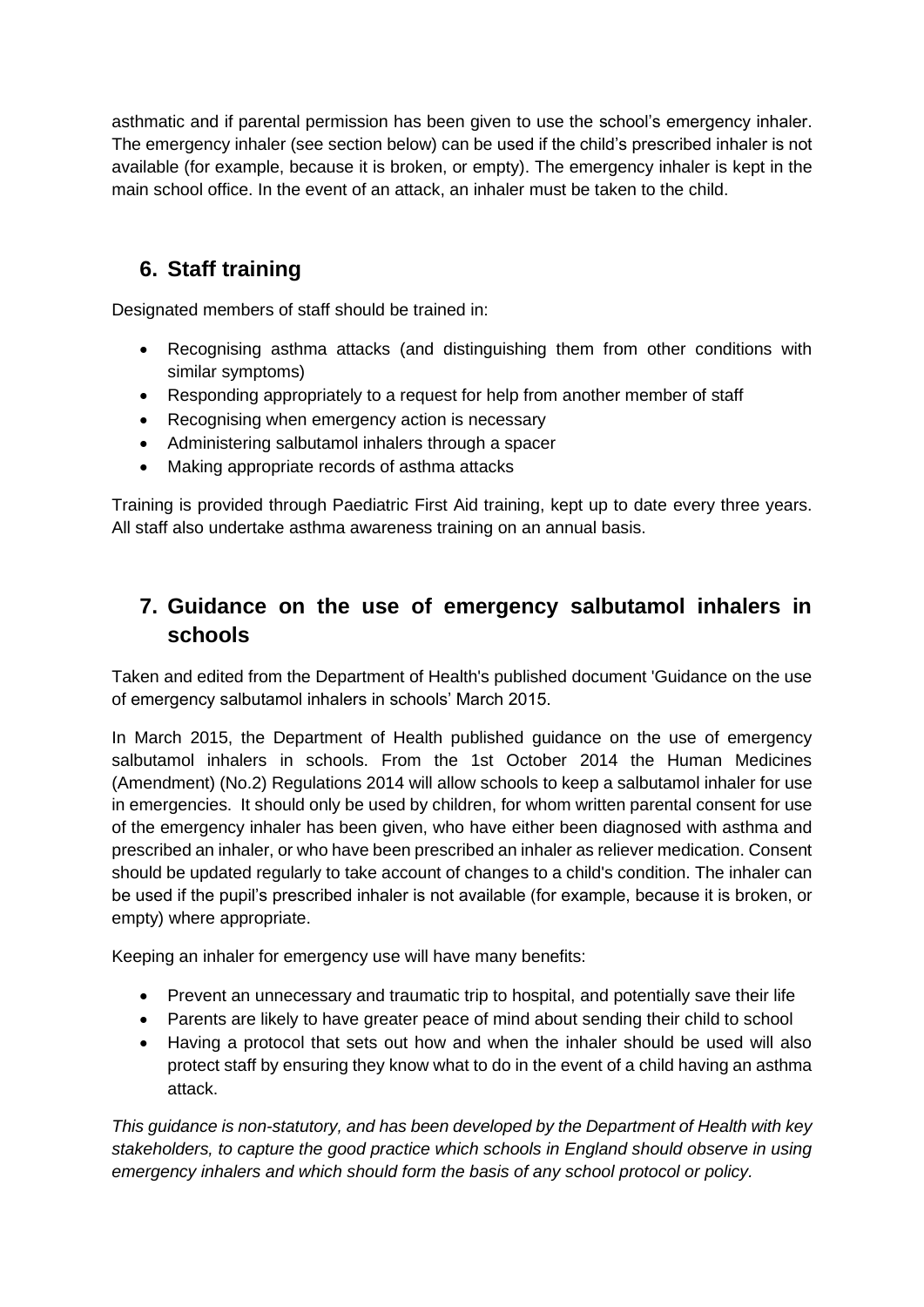asthmatic and if parental permission has been given to use the school's emergency inhaler. The emergency inhaler (see section below) can be used if the child's prescribed inhaler is not available (for example, because it is broken, or empty). The emergency inhaler is kept in the main school office. In the event of an attack, an inhaler must be taken to the child.

## 6. Staff training

Designated members of staff should be trained in:

- Recognising asthma attacks (and distinguishing them from other conditions with similar symptoms)
- Responding appropriately to a request for help from another member of staff
- Recognising when emergency action is necessary
- Administering salbutamol inhalers through a spacer
- Making appropriate records of asthma attacks

Training is provided through Paediatric First Aid training, kept up to date every three years. All staff also undertake asthma awareness training on an annual basis.

## 7. Guidance on the use of emergency salbutamol inhalers in schools

Taken and edited from the Department of Health's published document 'Guidance on the use of emergency salbutamol inhalers in schools' March 2015.

In March 2015, the Department of Health published guidance on the use of emergency salbutamol inhalers in schools. From the 1st October 2014 the Human Medicines (Amendment) (No.2) Regulations 2014 will allow schools to keep a salbutamol inhaler for use in emergencies. It should only be used by children, for whom written parental consent for use of the emergency inhaler has been given, who have either been diagnosed with asthma and prescribed an inhaler, or who have been prescribed an inhaler as reliever medication. Consent should be updated regularly to take account of changes to a child's condition. The inhaler can be used if the pupil's prescribed inhaler is not available (for example, because it is broken, or empty) where appropriate.

Keeping an inhaler for emergency use will have many benefits:

- Prevent an unnecessary and traumatic trip to hospital, and potentially save their life
- Parents are likely to have greater peace of mind about sending their child to school
- Having a protocol that sets out how and when the inhaler should be used will also protect staff by ensuring they know what to do in the event of a child having an asthma attack.

*This guidance is non-statutory, and has been developed by the Department of Health with key stakeholders, to capture the good practice which schools in England should observe in using emergency inhalers and which should form the basis of any school protocol or policy.*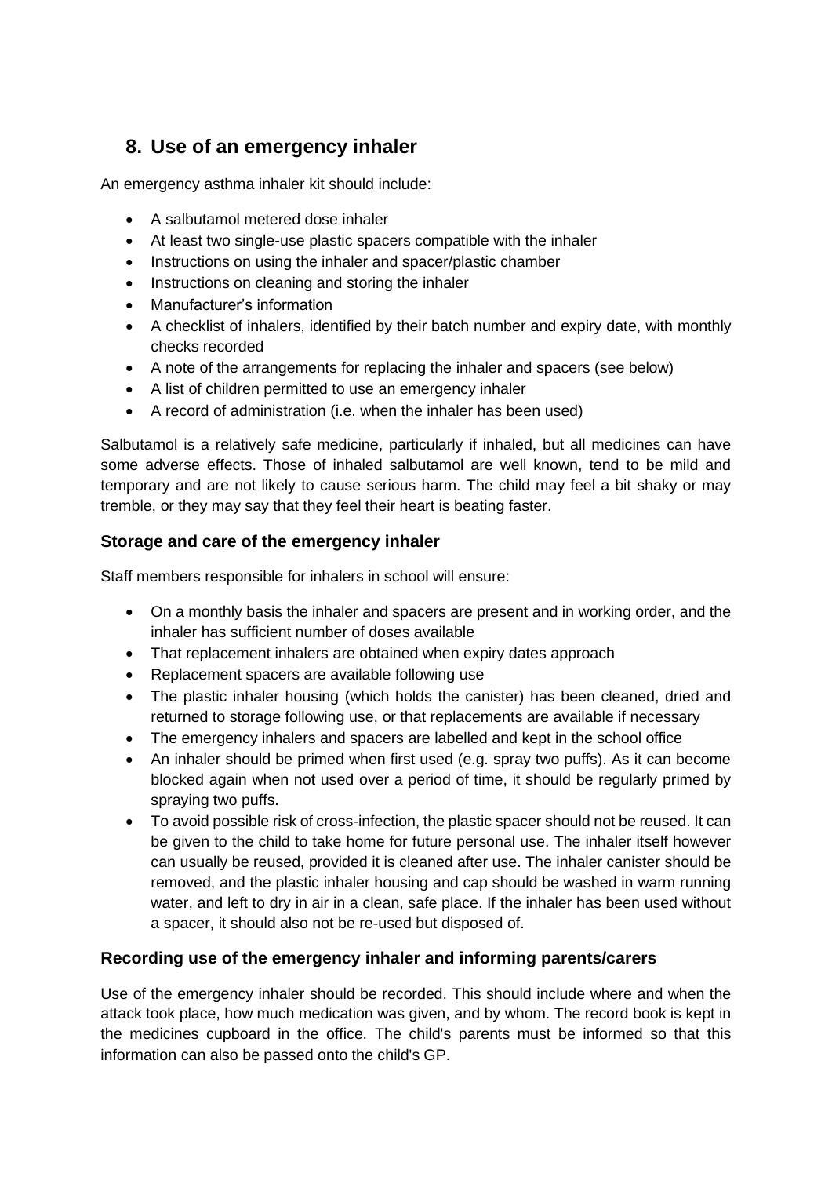## 8. Use of an emergency inhaler

An emergency asthma inhaler kit should include:

- A salbutamol metered dose inhaler
- At least two single-use plastic spacers compatible with the inhaler
- Instructions on using the inhaler and spacer/plastic chamber
- Instructions on cleaning and storing the inhaler
- Manufacturer's information
- A checklist of inhalers, identified by their batch number and expiry date, with monthly checks recorded
- A note of the arrangements for replacing the inhaler and spacers (see below)
- A list of children permitted to use an emergency inhaler
- A record of administration (i.e. when the inhaler has been used)

Salbutamol is a relatively safe medicine, particularly if inhaled, but all medicines can have some adverse effects. Those of inhaled salbutamol are well known, tend to be mild and temporary and are not likely to cause serious harm. The child may feel a bit shaky or may tremble, or they may say that they feel their heart is beating faster.

### Storage and care of the emergency inhaler

Staff members responsible for inhalers in school will ensure:

- On a monthly basis the inhaler and spacers are present and in working order, and the inhaler has sufficient number of doses available
- That replacement inhalers are obtained when expiry dates approach
- Replacement spacers are available following use
- The plastic inhaler housing (which holds the canister) has been cleaned, dried and returned to storage following use, or that replacements are available if necessary
- The emergency inhalers and spacers are labelled and kept in the school office
- An inhaler should be primed when first used (e.g. spray two puffs). As it can become blocked again when not used over a period of time, it should be regularly primed by spraying two puffs.
- To avoid possible risk of cross-infection, the plastic spacer should not be reused. It can be given to the child to take home for future personal use. The inhaler itself however can usually be reused, provided it is cleaned after use. The inhaler canister should be removed, and the plastic inhaler housing and cap should be washed in warm running water, and left to dry in air in a clean, safe place. If the inhaler has been used without a spacer, it should also not be re-used but disposed of.

### Recording use of the emergency inhaler and informing parents/carers

Use of the emergency inhaler should be recorded. This should include where and when the attack took place, how much medication was given, and by whom. The record book is kept in the medicines cupboard in the office. The child's parents must be informed so that this information can also be passed onto the child's GP.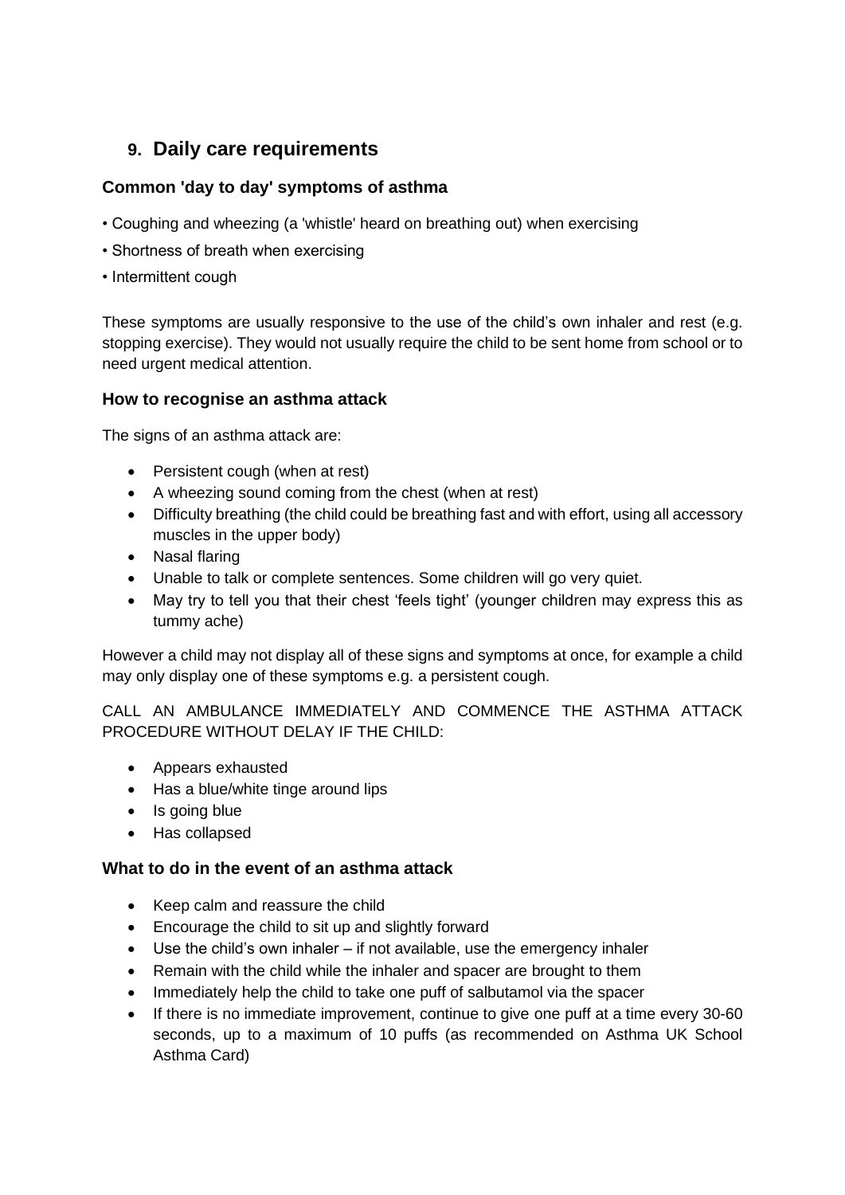## 9. Daily care requirements

### Common 'day to day' symptoms of asthma

- Coughing and wheezing (a 'whistle' heard on breathing out) when exercising
- Shortness of breath when exercising
- Intermittent cough

These symptoms are usually responsive to the use of the child's own inhaler and rest (e.g. stopping exercise). They would not usually require the child to be sent home from school or to need urgent medical attention.

### How to recognise an asthma attack

The signs of an asthma attack are:

- Persistent cough (when at rest)
- A wheezing sound coming from the chest (when at rest)
- Difficulty breathing (the child could be breathing fast and with effort, using all accessory muscles in the upper body)
- Nasal flaring
- Unable to talk or complete sentences. Some children will go very quiet.
- May try to tell you that their chest 'feels tight' (younger children may express this as tummy ache)

However a child may not display all of these signs and symptoms at once, for example a child may only display one of these symptoms e.g. a persistent cough.

CALL AN AMBULANCE IMMEDIATELY AND COMMENCE THE ASTHMA ATTACK PROCEDURE WITHOUT DELAY IF THE CHILD:

- Appears exhausted
- Has a blue/white tinge around lips
- Is going blue
- Has collapsed

### What to do in the event of an asthma attack

- Keep calm and reassure the child
- Encourage the child to sit up and slightly forward
- Use the child's own inhaler – if not available, use the emergency inhaler
- Remain with the child while the inhaler and spacer are brought to them
- Immediately help the child to take one puff of salbutamol via the spacer
- If there is no immediate improvement, continue to give one puff at a time every 30-60 seconds, up to a maximum of 10 puffs (as recommended on Asthma UK School Asthma Card)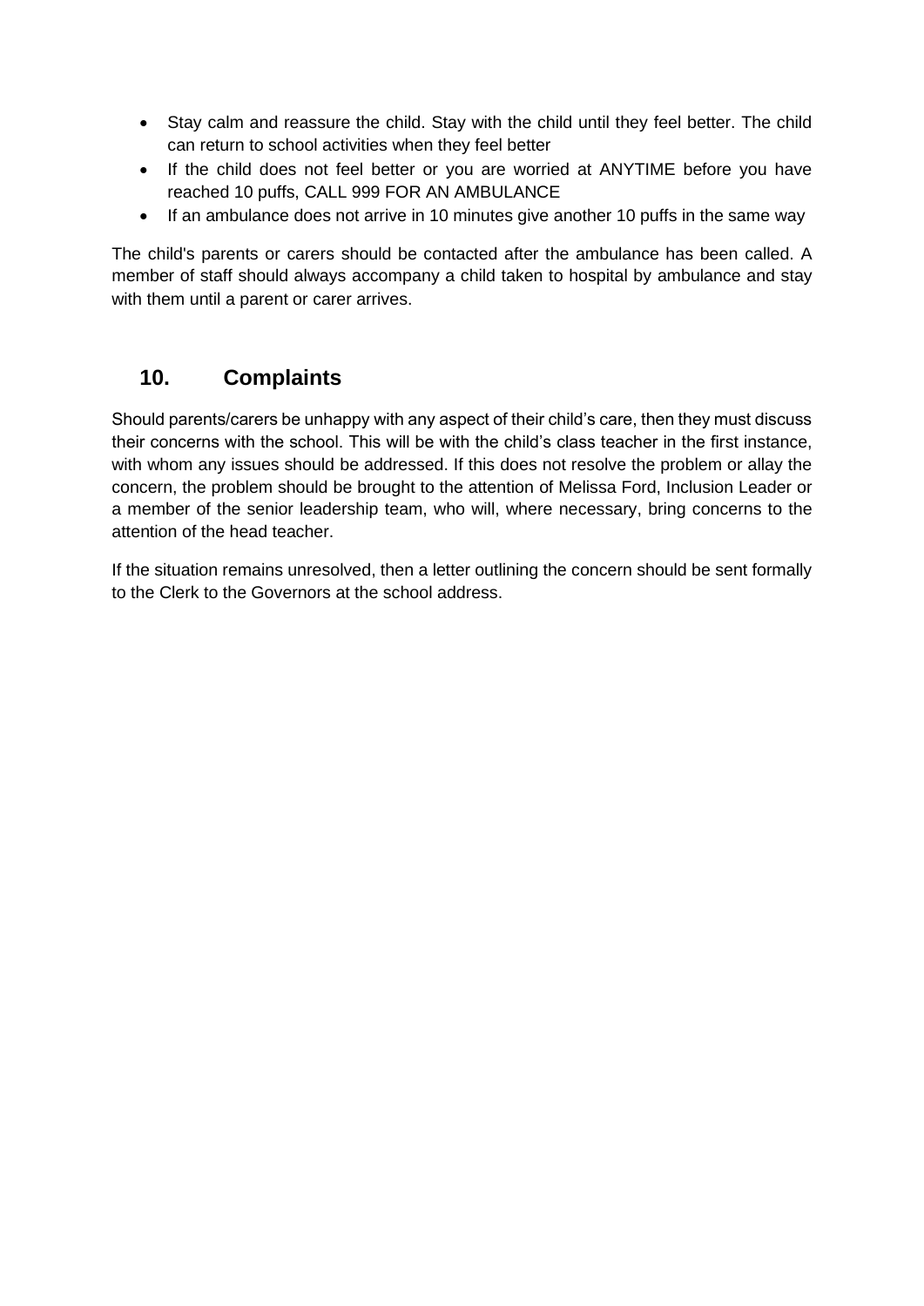- Stay calm and reassure the child. Stay with the child until they feel better. The child can return to school activities when they feel better
- If the child does not feel better or you are worried at ANYTIME before you have reached 10 puffs, CALL 999 FOR AN AMBULANCE
- If an ambulance does not arrive in 10 minutes give another 10 puffs in the same way

The child's parents or carers should be contacted after the ambulance has been called. A member of staff should always accompany a child taken to hospital by ambulance and stay with them until a parent or carer arrives.

## 10. Complaints

Should parents/carers be unhappy with any aspect of their child's care, then they must discuss their concerns with the school. This will be with the child's class teacher in the first instance, with whom any issues should be addressed. If this does not resolve the problem or allay the concern, the problem should be brought to the attention of Melissa Ford, Inclusion Leader or a member of the senior leadership team, who will, where necessary, bring concerns to the attention of the head teacher.

If the situation remains unresolved, then a letter outlining the concern should be sent formally to the Clerk to the Governors at the school address.